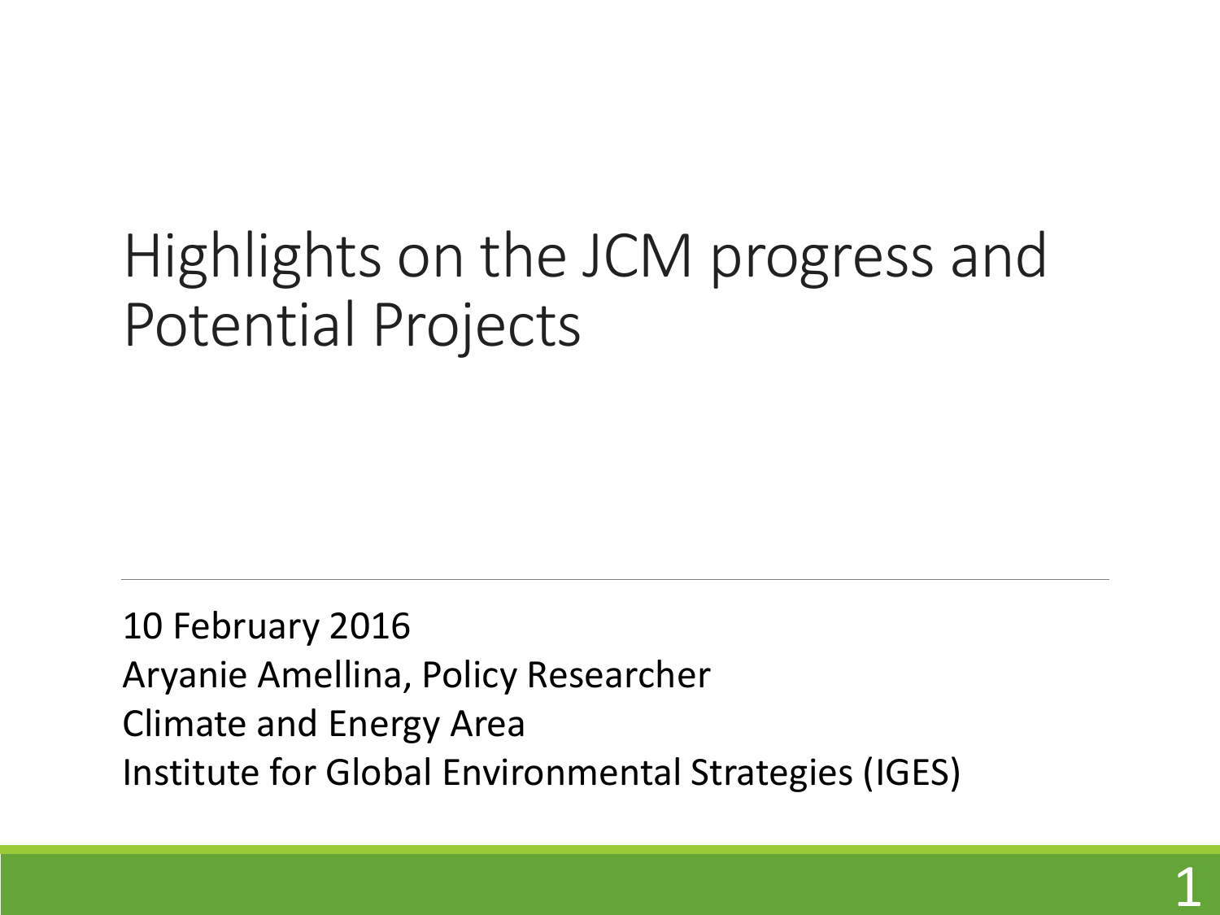# Highlights on the JCM progress and Potential Projects

10 February 2016
Aryanie Amellina, Policy Researcher
Climate and Energy Area
Institute for Global Environmental Strategies (IGES)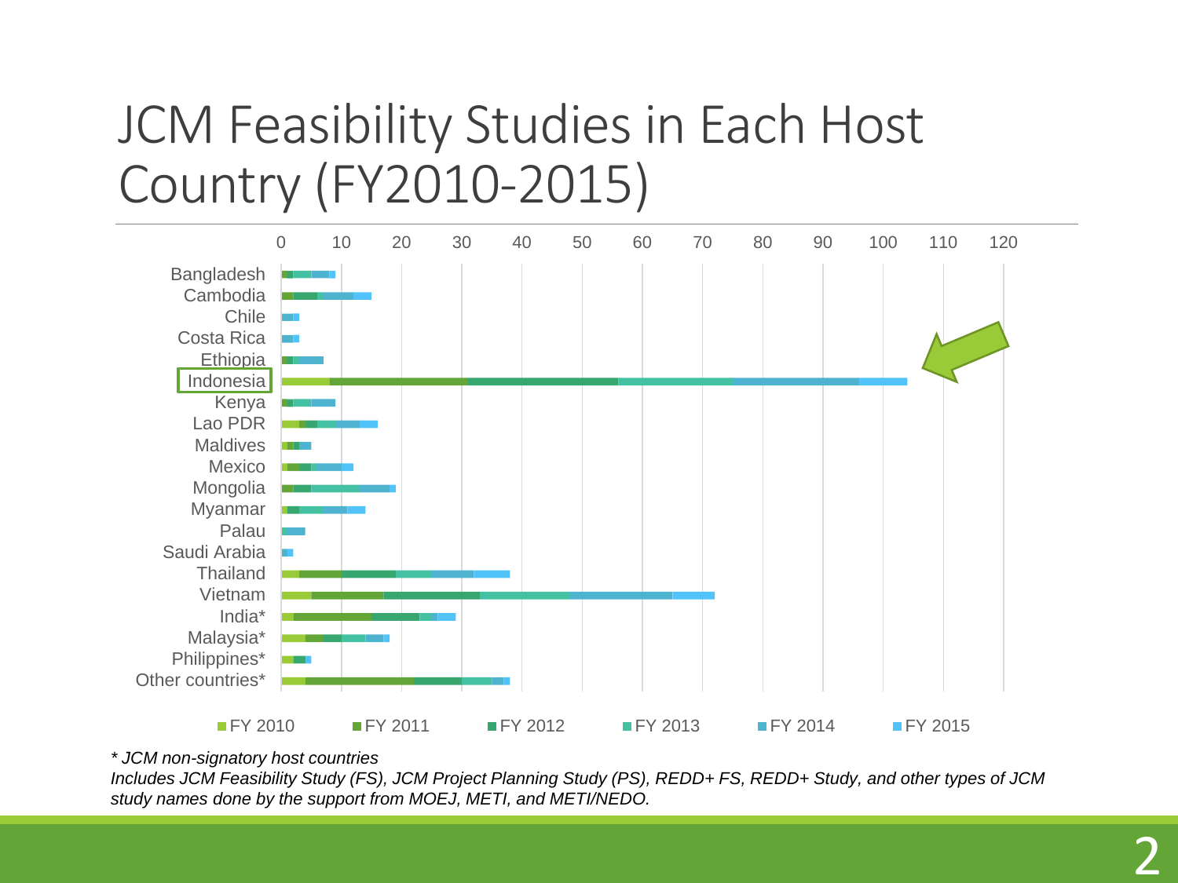# JCM Feasibility Studies in Each Host Country (FY2010-2015)

0 10 20 30 40 50 60 70 80 90 100 110 120

Bangladesh
Cambodia
Chile
Costa Rica
Ethiopia
Indonesia
Kenya
Lao PDR
Maldives
Mexico
Mongolia
Myanmar
Palau
Saudi Arabia
Thailand
Vietnam
India*
Malaysia*
Philippines*
Other countries*

FY 2010 FY 2011 FY 2012 FY 2013 FY 2014 FY 2015

*\* JCM non-signatory host countries*

*Includes JCM Feasibility Study (FS), JCM Project Planning Study (PS), REDD+ FS, REDD+ Study, and other types of JCM study names done by the support from MOEJ, METI, and METI/NEDO.*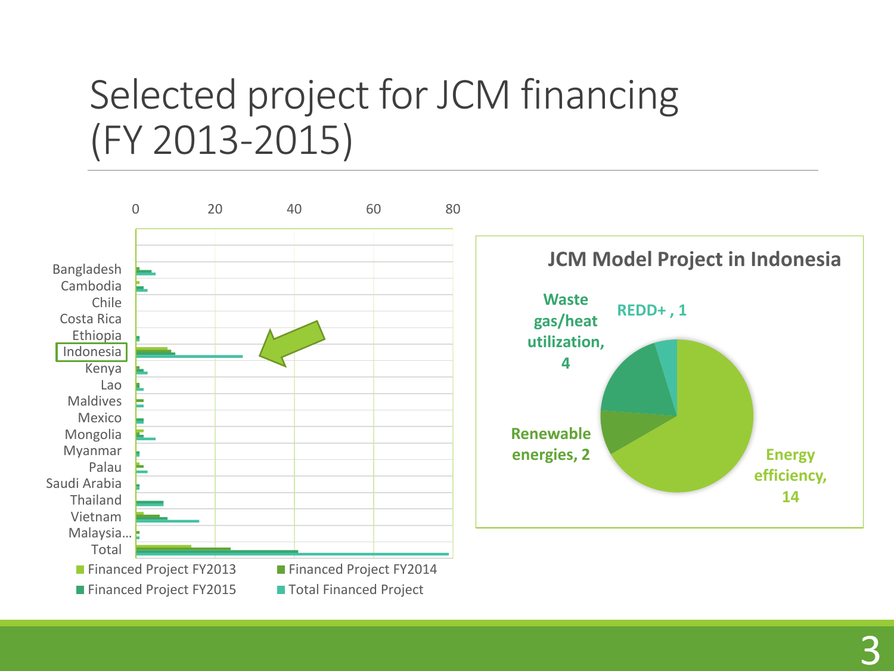# Selected project for JCM financing (FY 2013-2015)

0 20 40 60 80

Bangladesh
Cambodia
Chile
Costa Rica
Ethiopia
Indonesia
Kenya
Lao
Maldives
Mexico
Mongolia
Myanmar
Palau
Saudi Arabia
Thailand
Vietnam
Malaysia...
Total

Financed Project FY2013 | Financed Project FY2014 | Financed Project FY2015 | Total Financed Project

**JCM Model Project in Indonesia**

**Waste gas/heat utilization, 4**

**REDD+ , 1**

**Renewable energies, 2**

**Energy efficiency, 14**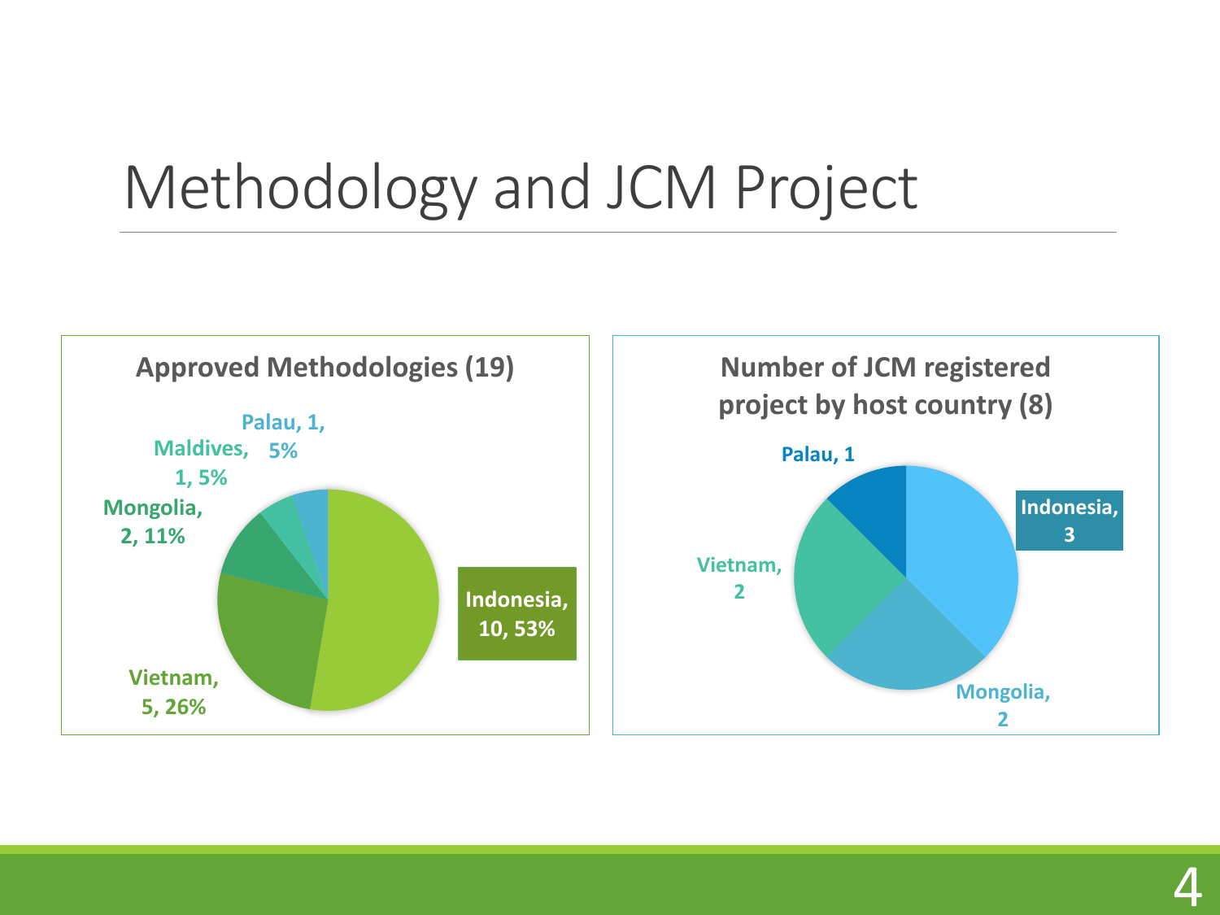# Methodology and JCM Project

**Approved Methodologies (19)**

- Indonesia, 10, 53%
- Vietnam, 5, 26%
- Mongolia, 2, 11%
- Maldives, 1, 5%
- Palau, 1, 5%

**Number of JCM registered project by host country (8)**

- Indonesia, 3
- Mongolia, 2
- Vietnam, 2
- Palau, 1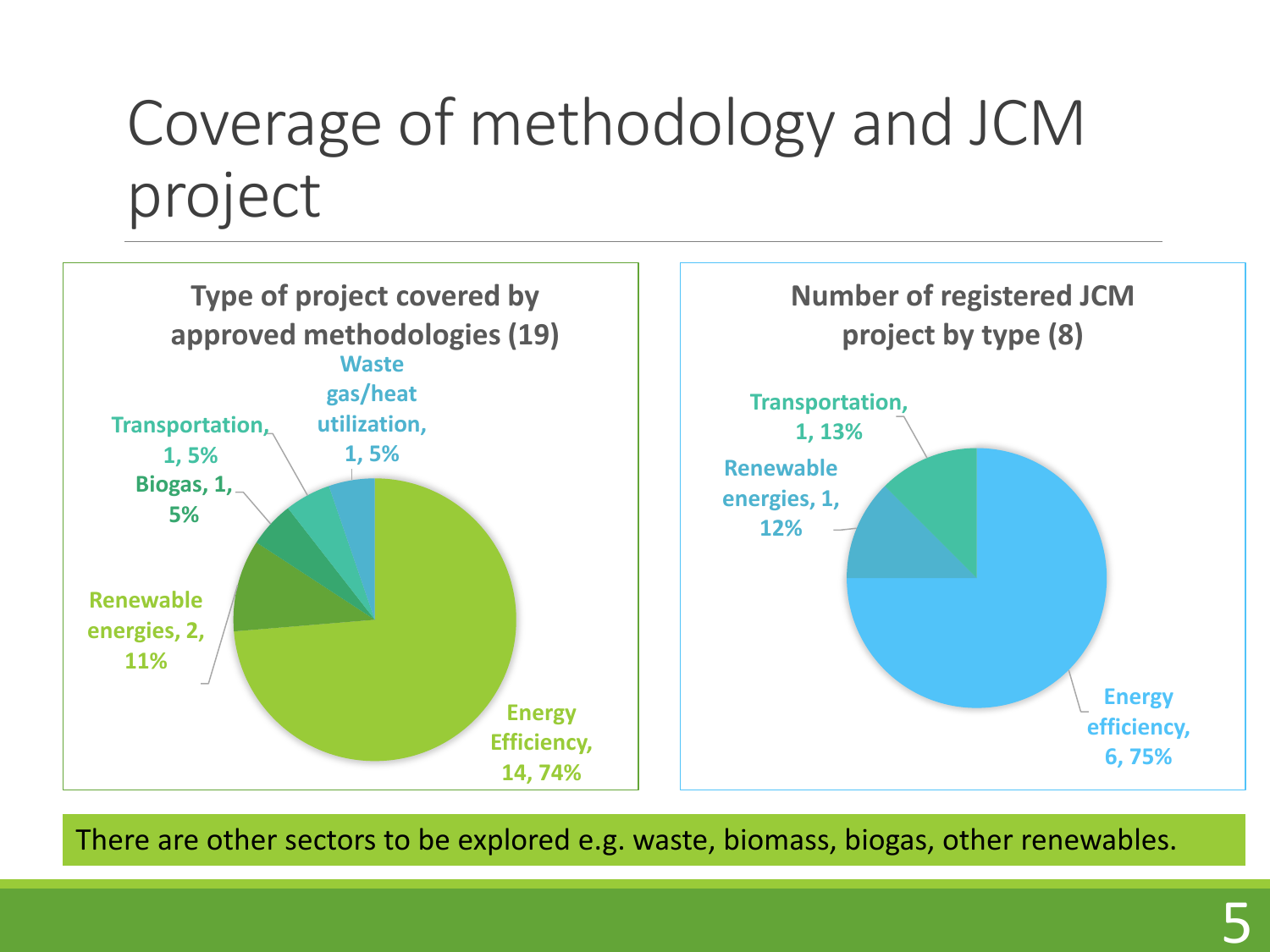# Coverage of methodology and JCM project

**Type of project covered by approved methodologies (19)**

- Energy Efficiency, 14, 74%
- Renewable energies, 2, 11%
- Biogas, 1, 5%
- Transportation, 1, 5%
- Waste gas/heat utilization, 1, 5%

**Number of registered JCM project by type (8)**

- Energy efficiency, 6, 75%
- Renewable energies, 1, 12%
- Transportation, 1, 13%

There are other sectors to be explored e.g. waste, biomass, biogas, other renewables.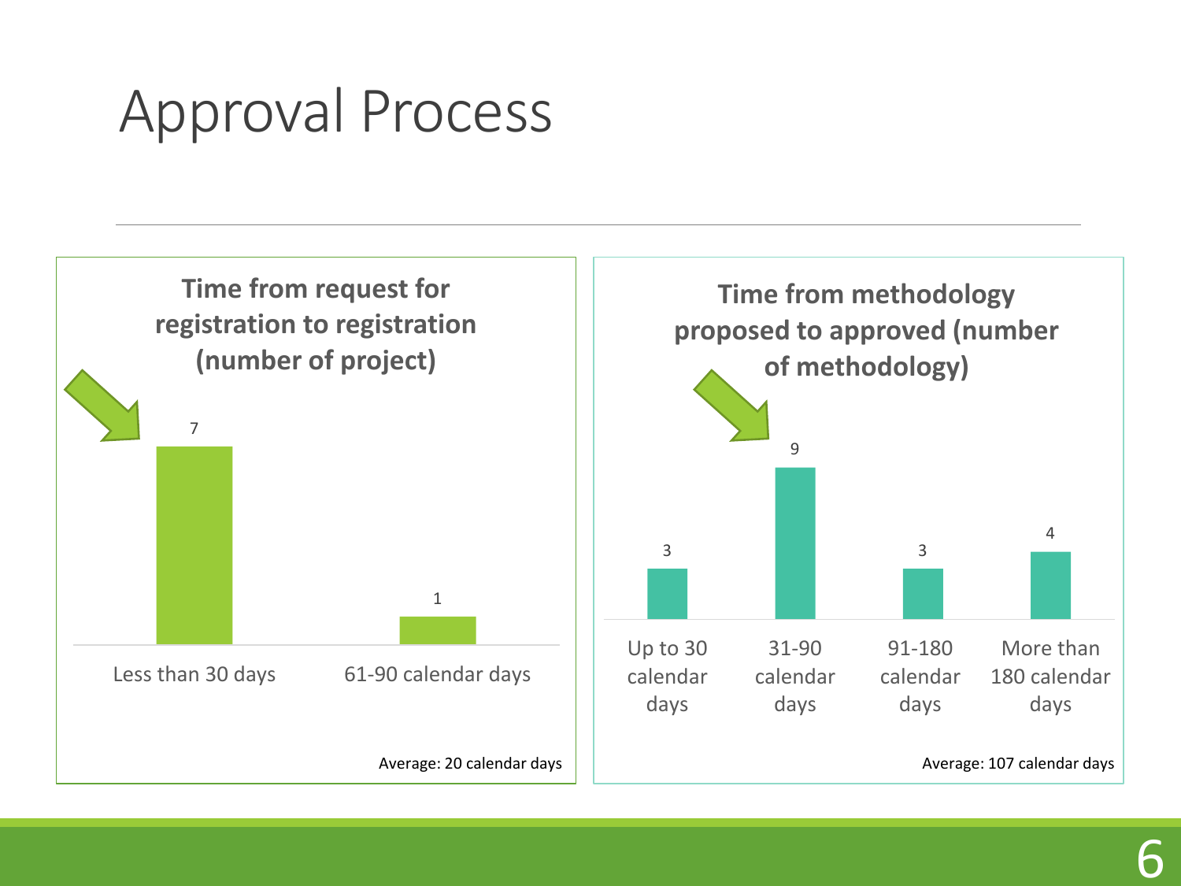# Approval Process

**Time from request for registration to registration (number of project)**

| Category | Number |
| --- | --- |
| Less than 30 days | 7 |
| 61-90 calendar days | 1 |

Average: 20 calendar days

**Time from methodology proposed to approved (number of methodology)**

| Category | Number |
| --- | --- |
| Up to 30 calendar days | 3 |
| 31-90 calendar days | 9 |
| 91-180 calendar days | 3 |
| More than 180 calendar days | 4 |

Average: 107 calendar days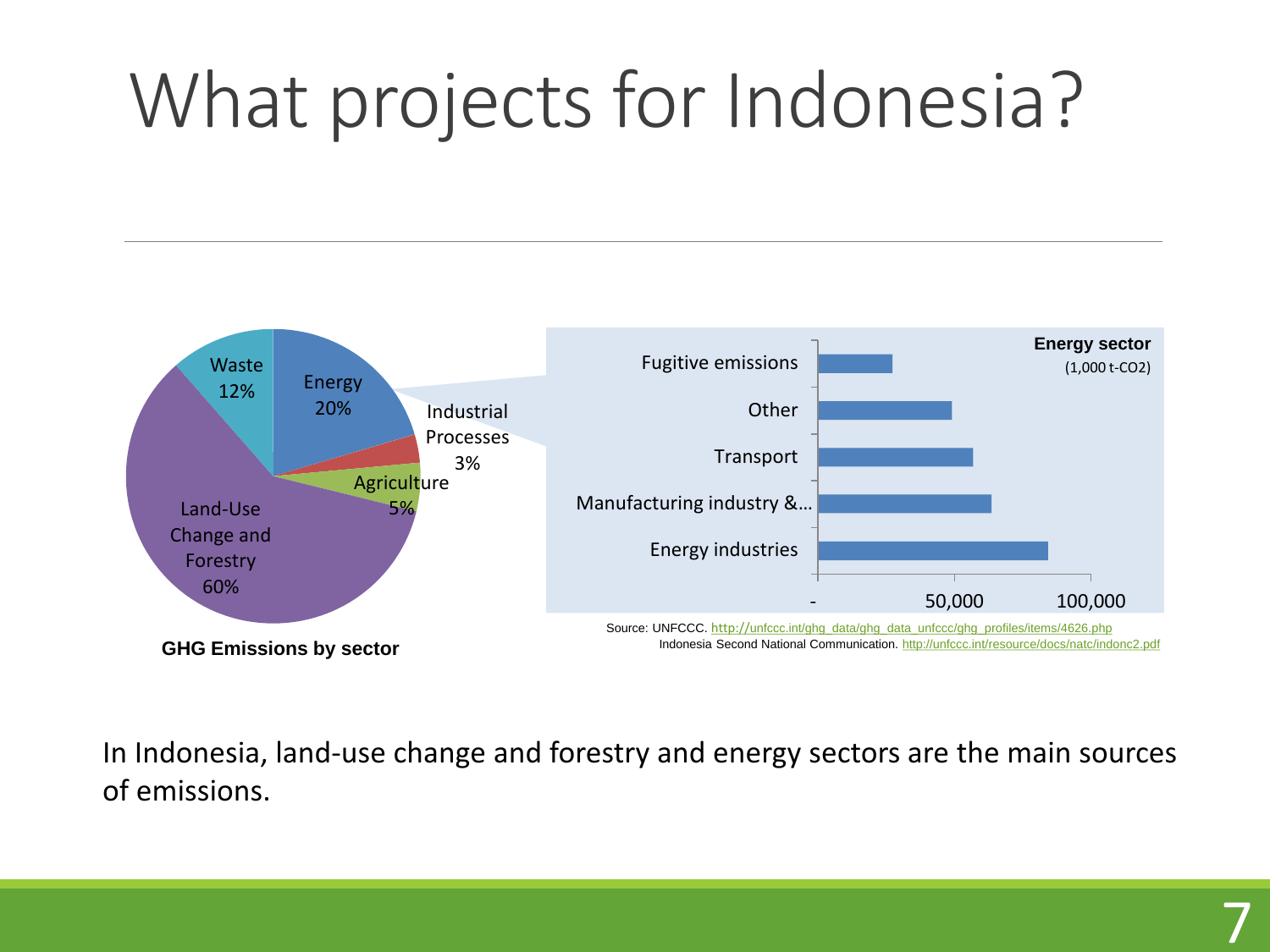# What projects for Indonesia?

**GHG Emissions by sector**

Source: UNFCCC. http://unfccc.int/ghg_data/ghg_data_unfccc/ghg_profiles/items/4626.php
Indonesia Second National Communication. http://unfccc.int/resource/docs/natc/indonc2.pdf

In Indonesia, land-use change and forestry and energy sectors are the main sources of emissions.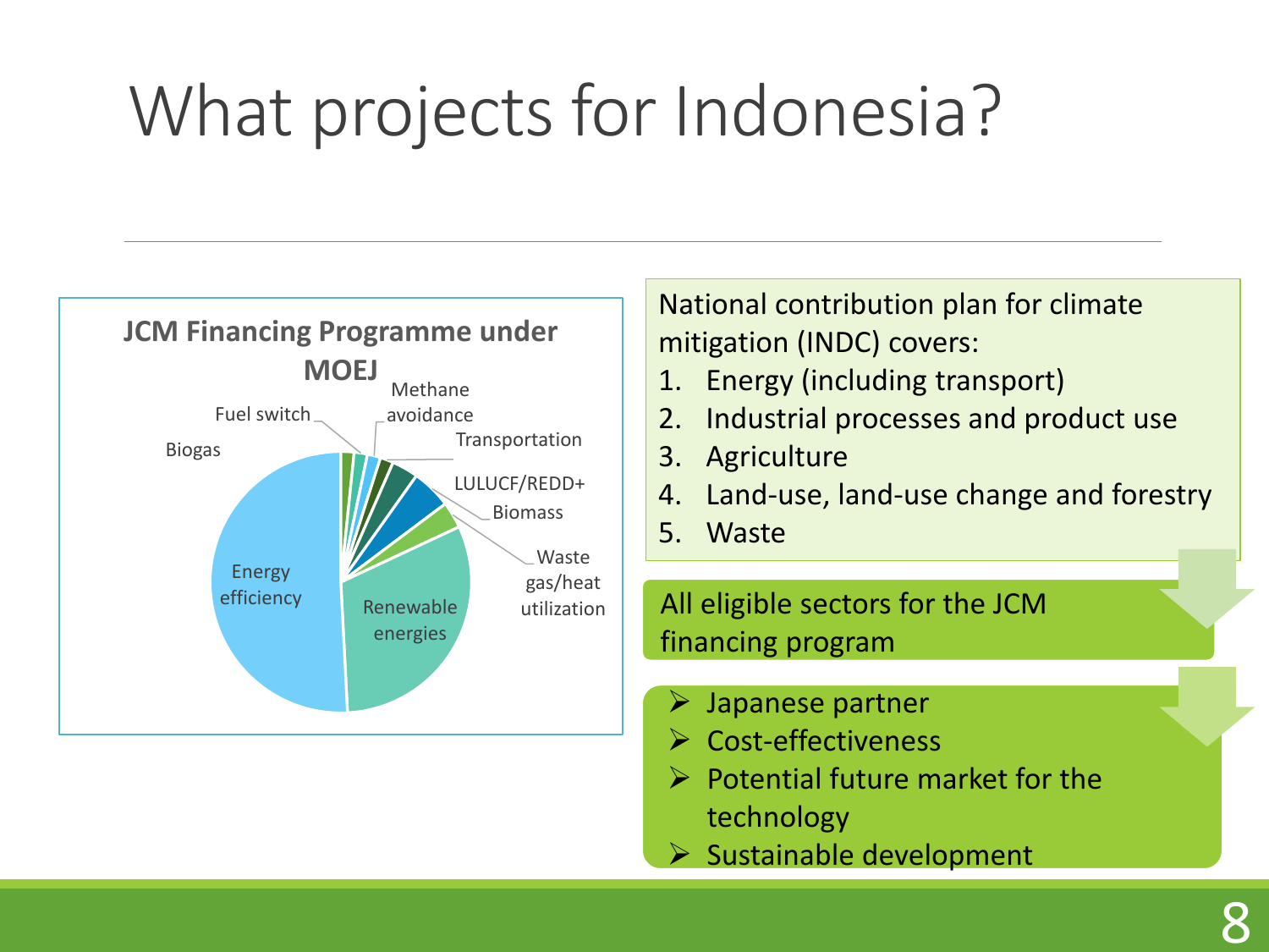# What projects for Indonesia?

**JCM Financing Programme under MOEJ**

Energy efficiency, Renewable energies, Waste gas/heat utilization, Biomass, LULUCF/REDD+, Transportation, Methane avoidance, Fuel switch, Biogas

National contribution plan for climate mitigation (INDC) covers:

1. Energy (including transport)
2. Industrial processes and product use
3. Agriculture
4. Land-use, land-use change and forestry
5. Waste

All eligible sectors for the JCM financing program

- Japanese partner
- Cost-effectiveness
- Potential future market for the technology
- Sustainable development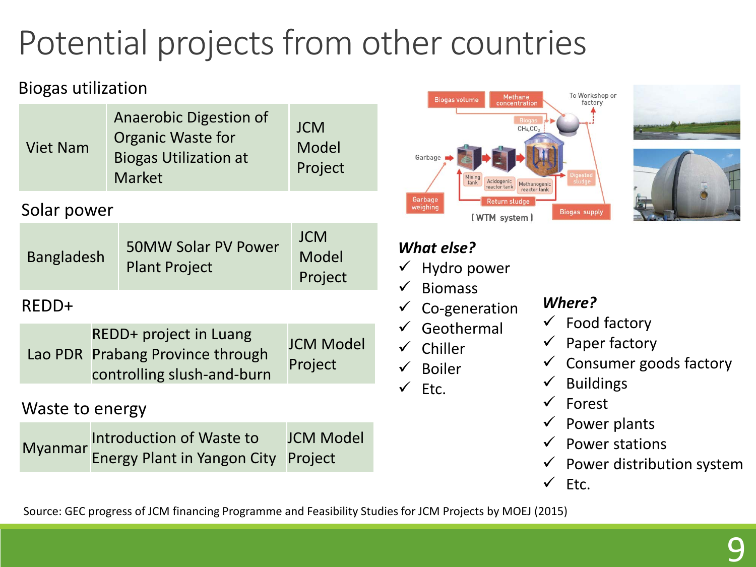# Potential projects from other countries

## Biogas utilization

| Viet Nam | Anaerobic Digestion of Organic Waste for Biogas Utilization at Market | JCM Model Project |
|---|---|---|

## Solar power

| Bangladesh | 50MW Solar PV Power Plant Project | JCM Model Project |
|---|---|---|

## REDD+

| Lao PDR | REDD+ project in Luang Prabang Province through controlling slush-and-burn | JCM Model Project |
|---|---|---|

## Waste to energy

| Myanmar | Introduction of Waste to Energy Plant in Yangon City | JCM Model Project |
|---|---|---|

***What else?***

- ✓ Hydro power
- ✓ Biomass
- ✓ Co-generation
- ✓ Geothermal
- ✓ Chiller
- ✓ Boiler
- ✓ Etc.

***Where?***

- ✓ Food factory
- ✓ Paper factory
- ✓ Consumer goods factory
- ✓ Buildings
- ✓ Forest
- ✓ Power plants
- ✓ Power stations
- ✓ Power distribution system
- ✓ Etc.

Source: GEC progress of JCM financing Programme and Feasibility Studies for JCM Projects by MOEJ (2015)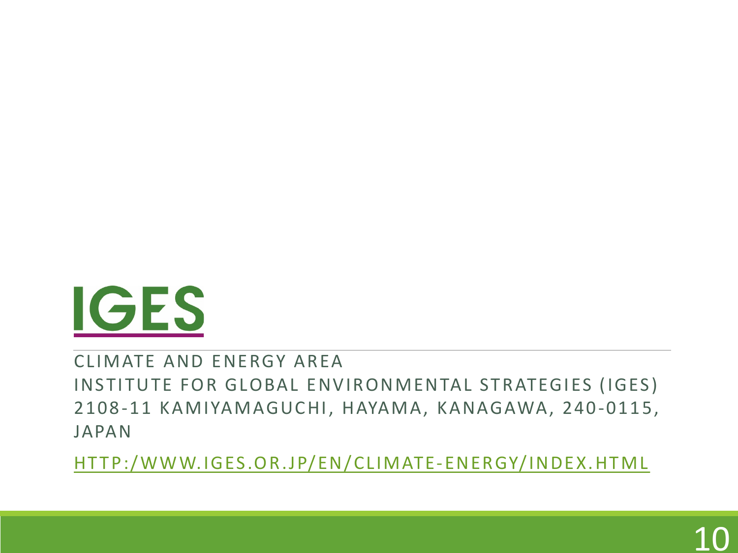IGES

CLIMATE AND ENERGY AREA
INSTITUTE FOR GLOBAL ENVIRONMENTAL STRATEGIES (IGES)
2108-11 KAMIYAMAGUCHI, HAYAMA, KANAGAWA, 240-0115, JAPAN

HTTP:/WWW.IGES.OR.JP/EN/CLIMATE-ENERGY/INDEX.HTML